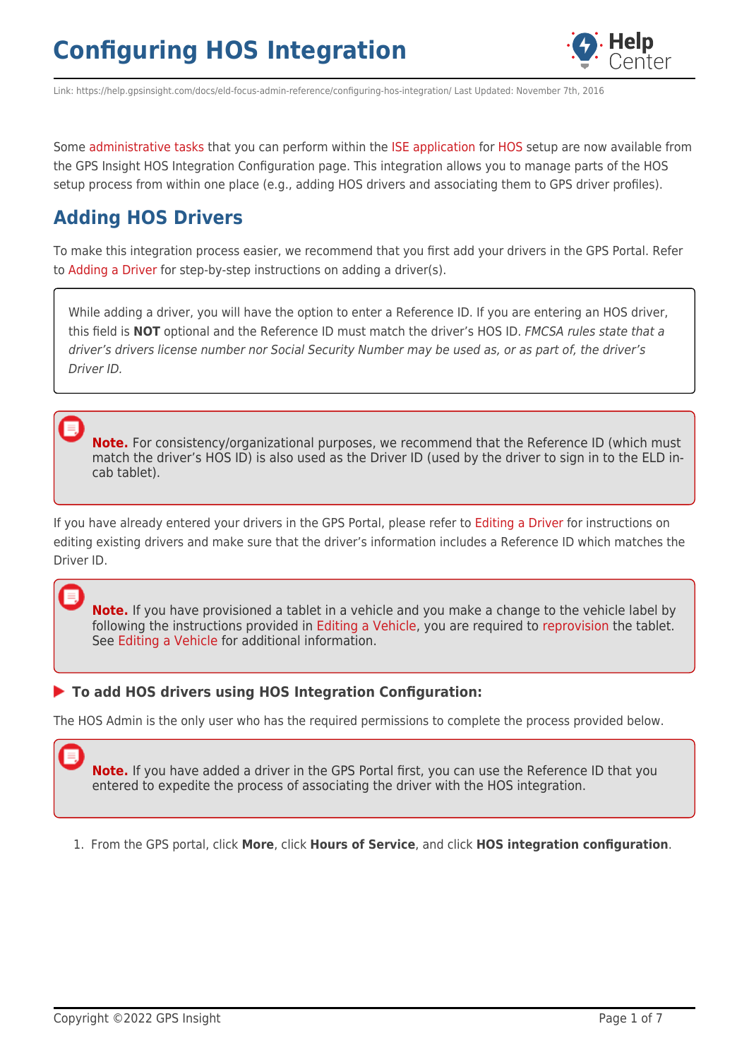# Configuring HOS Integration

Link: https://help.gpsinsight.com/docs/eld-focus-admin-reference/configuring-hos-integration/ Last Updated: November 7th, 2016

Some administrative tasks that you can perform within the ISE application for HOS setup are now available from the GPS Insight HOS Integration Configuration page. This integration allows you to manage parts of the HOS setup process from within one place (e.g., adding HOS drivers and associating them to GPS driver profiles).

## Adding HOS Drivers

To make this integration process easier, we recommend that you first add your drivers in the GPS Portal. Refer to Adding a Driver for step-by-step instructions on adding a driver(s).

While adding a driver, you will have the option to enter a Reference ID. If you are entering an HOS driver, this field is **NOT** optional and the Reference ID must match the driver's HOS ID. *FMCSA rules state that a driver's drivers license number nor Social Security Number may be used as, or as part of, the driver's Driver ID.*

**Note.** For consistency/organizational purposes, we recommend that the Reference ID (which must match the driver's HOS ID) is also used as the Driver ID (used by the driver to sign in to the ELD in-cab tablet).

If you have already entered your drivers in the GPS Portal, please refer to Editing a Driver for instructions on editing existing drivers and make sure that the driver's information includes a Reference ID which matches the Driver ID.

**Note.** If you have provisioned a tablet in a vehicle and you make a change to the vehicle label by following the instructions provided in Editing a Vehicle, you are required to reprovision the tablet. See Editing a Vehicle for additional information.

### To add HOS drivers using HOS Integration Configuration:

The HOS Admin is the only user who has the required permissions to complete the process provided below.

**Note.** If you have added a driver in the GPS Portal first, you can use the Reference ID that you entered to expedite the process of associating the driver with the HOS integration.

1. From the GPS portal, click **More**, click **Hours of Service**, and click **HOS integration configuration**.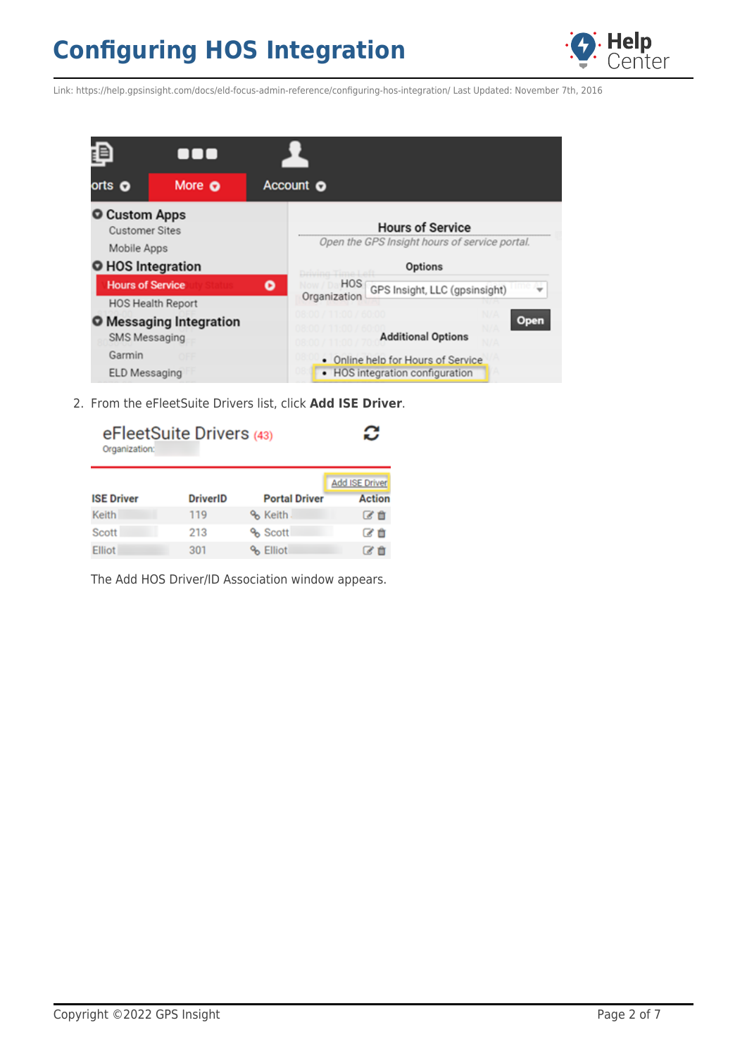2. From the eFleetSuite Drivers list, click **Add ISE Driver**.

The Add HOS Driver/ID Association window appears.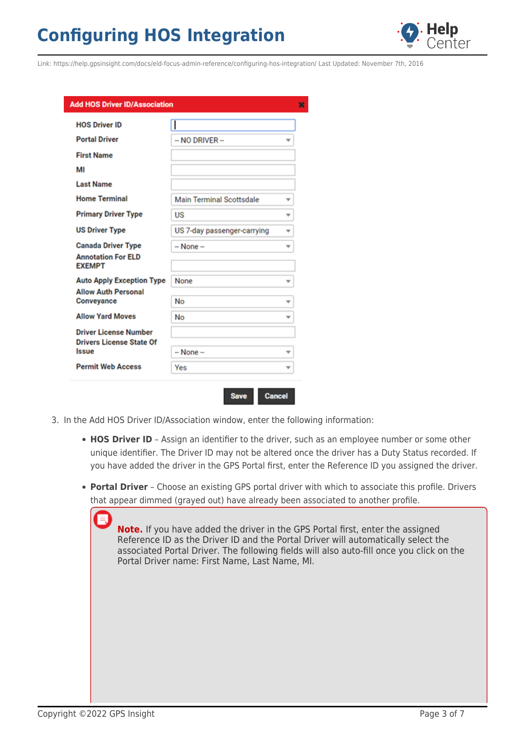**Add HOS Driver ID/Association**

| Field | Value |
| --- | --- |
| HOS Driver ID | |
| Portal Driver | -- NO DRIVER -- |
| First Name | |
| MI | |
| Last Name | |
| Home Terminal | Main Terminal Scottsdale |
| Primary Driver Type | US |
| US Driver Type | US 7-day passenger-carrying |
| Canada Driver Type | -- None -- |
| Annotation For ELD EXEMPT | |
| Auto Apply Exception Type | None |
| Allow Auth Personal Conveyance | No |
| Allow Yard Moves | No |
| Driver License Number | |
| Drivers License State Of Issue | -- None -- |
| Permit Web Access | Yes |

Save Cancel

3. In the Add HOS Driver ID/Association window, enter the following information:

   - **HOS Driver ID** – Assign an identifier to the driver, such as an employee number or some other unique identifier. The Driver ID may not be altered once the driver has a Duty Status recorded. If you have added the driver in the GPS Portal first, enter the Reference ID you assigned the driver.
   - **Portal Driver** – Choose an existing GPS portal driver with which to associate this profile. Drivers that appear dimmed (grayed out) have already been associated to another profile.

     > **Note.** If you have added the driver in the GPS Portal first, enter the assigned Reference ID as the Driver ID and the Portal Driver will automatically select the associated Portal Driver. The following fields will also auto-fill once you click on the Portal Driver name: First Name, Last Name, MI.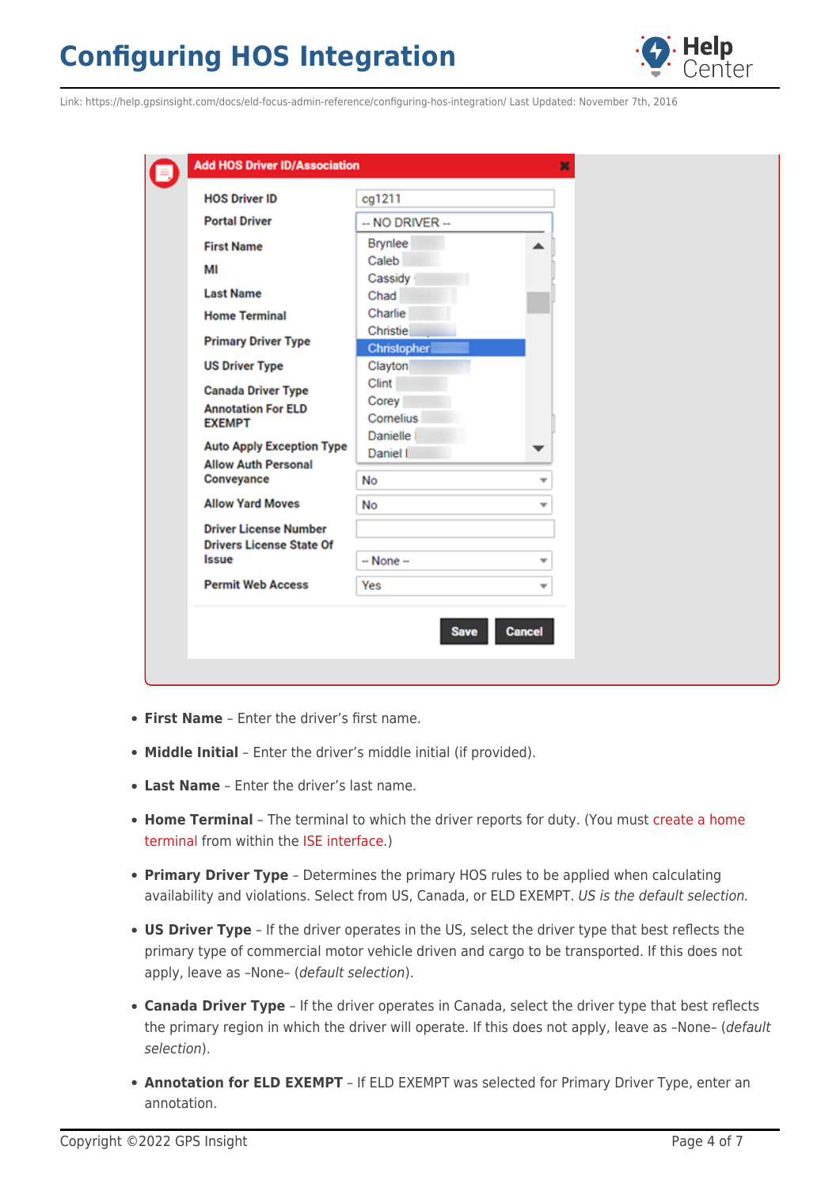- **First Name** – Enter the driver's first name.
- **Middle Initial** – Enter the driver's middle initial (if provided).
- **Last Name** – Enter the driver's last name.
- **Home Terminal** – The terminal to which the driver reports for duty. (You must create a home terminal from within the ISE interface.)
- **Primary Driver Type** – Determines the primary HOS rules to be applied when calculating availability and violations. Select from US, Canada, or ELD EXEMPT. *US is the default selection.*
- **US Driver Type** – If the driver operates in the US, select the driver type that best reflects the primary type of commercial motor vehicle driven and cargo to be transported. If this does not apply, leave as –None– (*default selection*).
- **Canada Driver Type** – If the driver operates in Canada, select the driver type that best reflects the primary region in which the driver will operate. If this does not apply, leave as –None– (*default selection*).
- **Annotation for ELD EXEMPT** – If ELD EXEMPT was selected for Primary Driver Type, enter an annotation.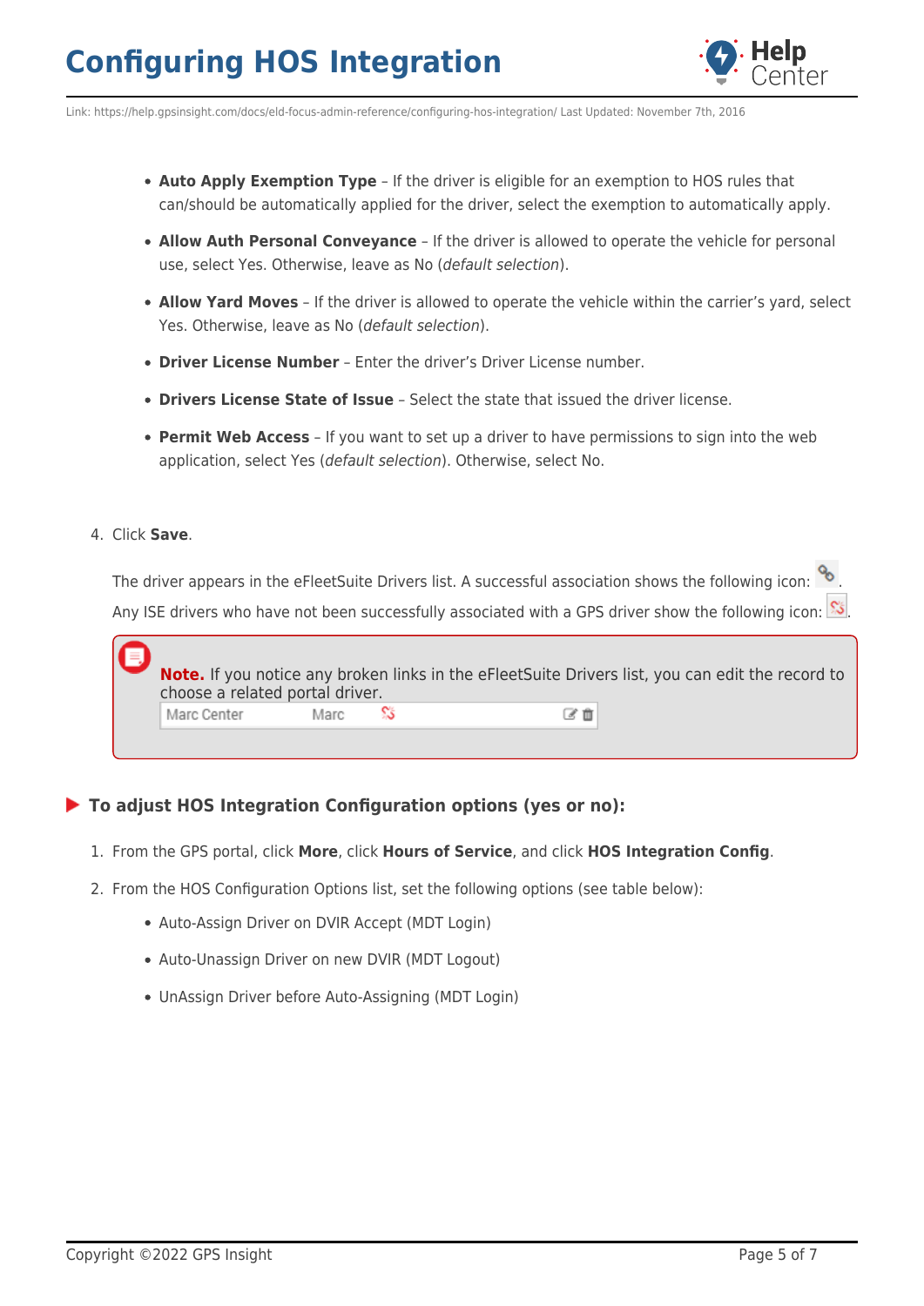- **Auto Apply Exemption Type** – If the driver is eligible for an exemption to HOS rules that can/should be automatically applied for the driver, select the exemption to automatically apply.
- **Allow Auth Personal Conveyance** – If the driver is allowed to operate the vehicle for personal use, select Yes. Otherwise, leave as No (*default selection*).
- **Allow Yard Moves** – If the driver is allowed to operate the vehicle within the carrier's yard, select Yes. Otherwise, leave as No (*default selection*).
- **Driver License Number** – Enter the driver's Driver License number.
- **Drivers License State of Issue** – Select the state that issued the driver license.
- **Permit Web Access** – If you want to set up a driver to have permissions to sign into the web application, select Yes (*default selection*). Otherwise, select No.

4. Click **Save**.

   The driver appears in the eFleetSuite Drivers list. A successful association shows the following icon: . Any ISE drivers who have not been successfully associated with a GPS driver show the following icon: .

> **Note.** If you notice any broken links in the eFleetSuite Drivers list, you can edit the record to choose a related portal driver.
>
> Marc Center    Marc

### To adjust HOS Integration Configuration options (yes or no):

1. From the GPS portal, click **More**, click **Hours of Service**, and click **HOS Integration Config**.
2. From the HOS Configuration Options list, set the following options (see table below):
   - Auto-Assign Driver on DVIR Accept (MDT Login)
   - Auto-Unassign Driver on new DVIR (MDT Logout)
   - UnAssign Driver before Auto-Assigning (MDT Login)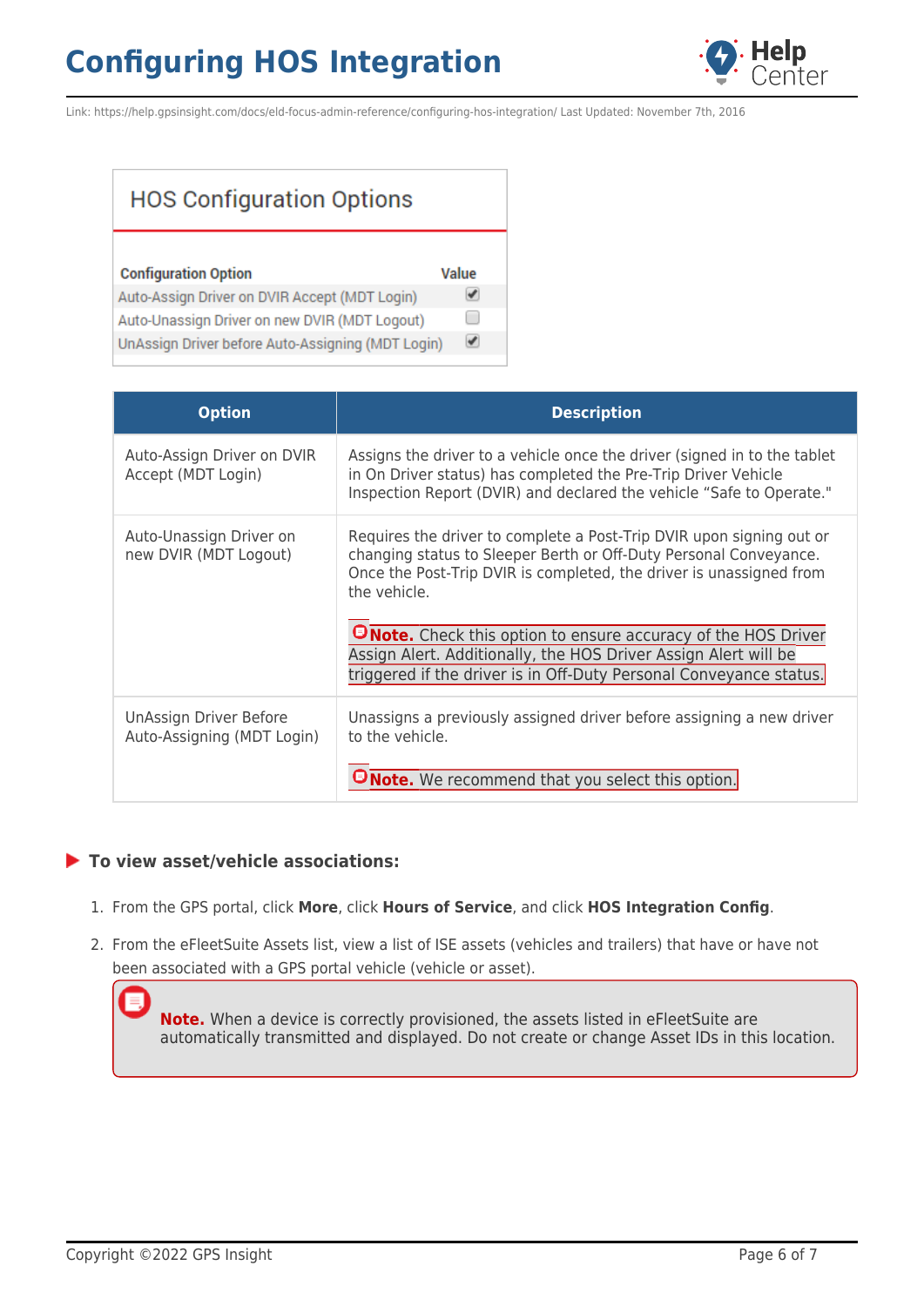HOS Configuration Options

| Configuration Option | Value |
|---|---|
| Auto-Assign Driver on DVIR Accept (MDT Login) | ☑ |
| Auto-Unassign Driver on new DVIR (MDT Logout) | ☐ |
| UnAssign Driver before Auto-Assigning (MDT Login) | ☑ |

| Option | Description |
|---|---|
| Auto-Assign Driver on DVIR Accept (MDT Login) | Assigns the driver to a vehicle once the driver (signed in to the tablet in On Driver status) has completed the Pre-Trip Driver Vehicle Inspection Report (DVIR) and declared the vehicle "Safe to Operate." |
| Auto-Unassign Driver on new DVIR (MDT Logout) | Requires the driver to complete a Post-Trip DVIR upon signing out or changing status to Sleeper Berth or Off-Duty Personal Conveyance. Once the Post-Trip DVIR is completed, the driver is unassigned from the vehicle. **Note.** Check this option to ensure accuracy of the HOS Driver Assign Alert. Additionally, the HOS Driver Assign Alert will be triggered if the driver is in Off-Duty Personal Conveyance status. |
| UnAssign Driver Before Auto-Assigning (MDT Login) | Unassigns a previously assigned driver before assigning a new driver to the vehicle. **Note.** We recommend that you select this option. |

### To view asset/vehicle associations:

1. From the GPS portal, click **More**, click **Hours of Service**, and click **HOS Integration Config**.
2. From the eFleetSuite Assets list, view a list of ISE assets (vehicles and trailers) that have or have not been associated with a GPS portal vehicle (vehicle or asset).

> **Note.** When a device is correctly provisioned, the assets listed in eFleetSuite are automatically transmitted and displayed. Do not create or change Asset IDs in this location.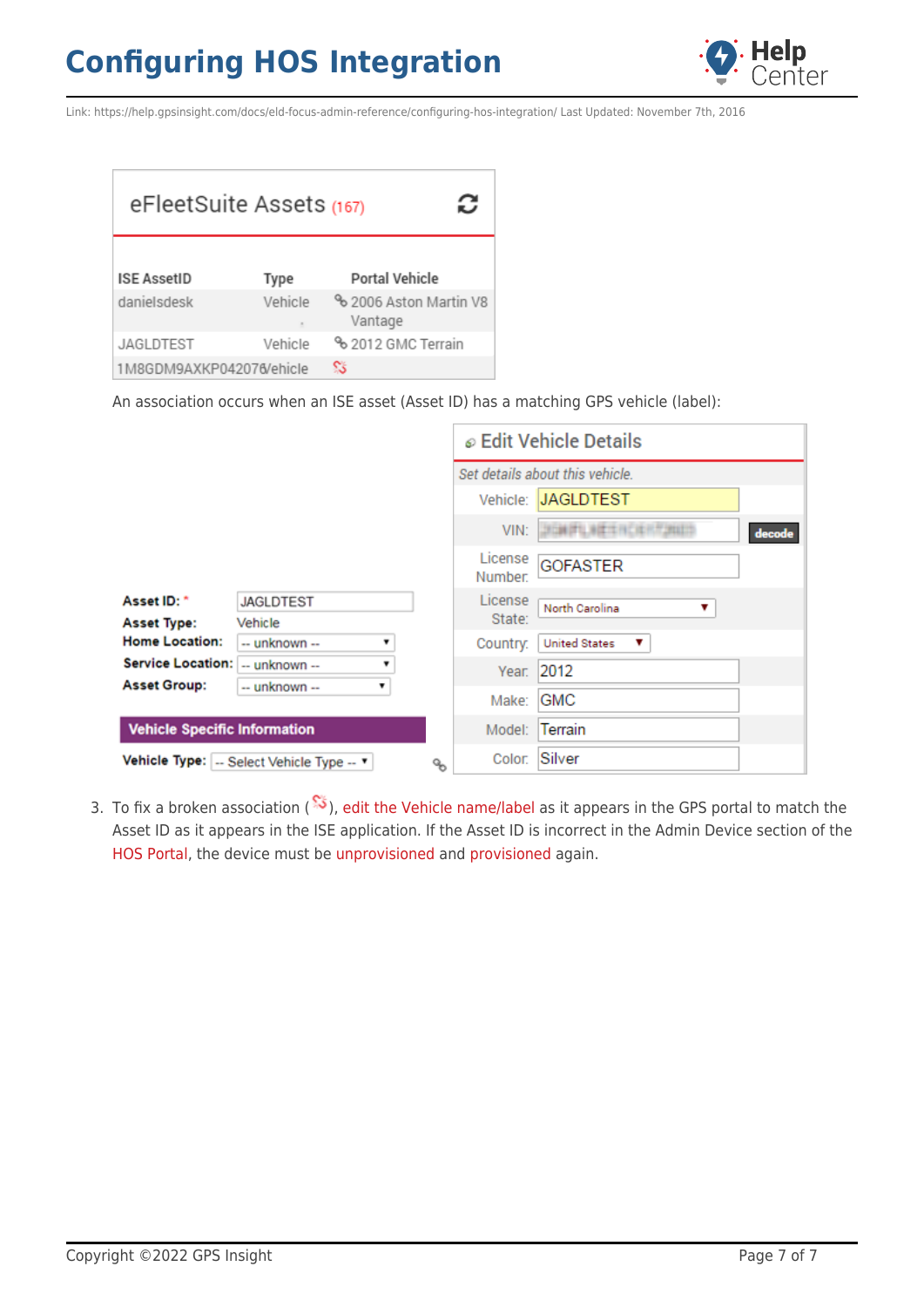eFleetSuite Assets (167)

| ISE AssetID | Type | Portal Vehicle |
| --- | --- | --- |
| danielsdesk | Vehicle | 2006 Aston Martin V8 Vantage |
| JAGLDTEST | Vehicle | 2012 GMC Terrain |
| 1M8GDM9AXKP042076 | Vehicle | |

An association occurs when an ISE asset (Asset ID) has a matching GPS vehicle (label):

Asset ID: * JAGLDTEST
Asset Type: Vehicle
Home Location: -- unknown --
Service Location: -- unknown --
Asset Group: -- unknown --

Vehicle Specific Information

Vehicle Type: -- Select Vehicle Type --

Edit Vehicle Details

*Set details about this vehicle.*

| | |
| --- | --- |
| Vehicle: | JAGLDTEST |
| VIN: | |
| License Number: | GOFASTER |
| License State: | North Carolina |
| Country: | United States |
| Year: | 2012 |
| Make: | GMC |
| Model: | Terrain |
| Color: | Silver |

3. To fix a broken association ( ), edit the Vehicle name/label as it appears in the GPS portal to match the Asset ID as it appears in the ISE application. If the Asset ID is incorrect in the Admin Device section of the HOS Portal, the device must be unprovisioned and provisioned again.